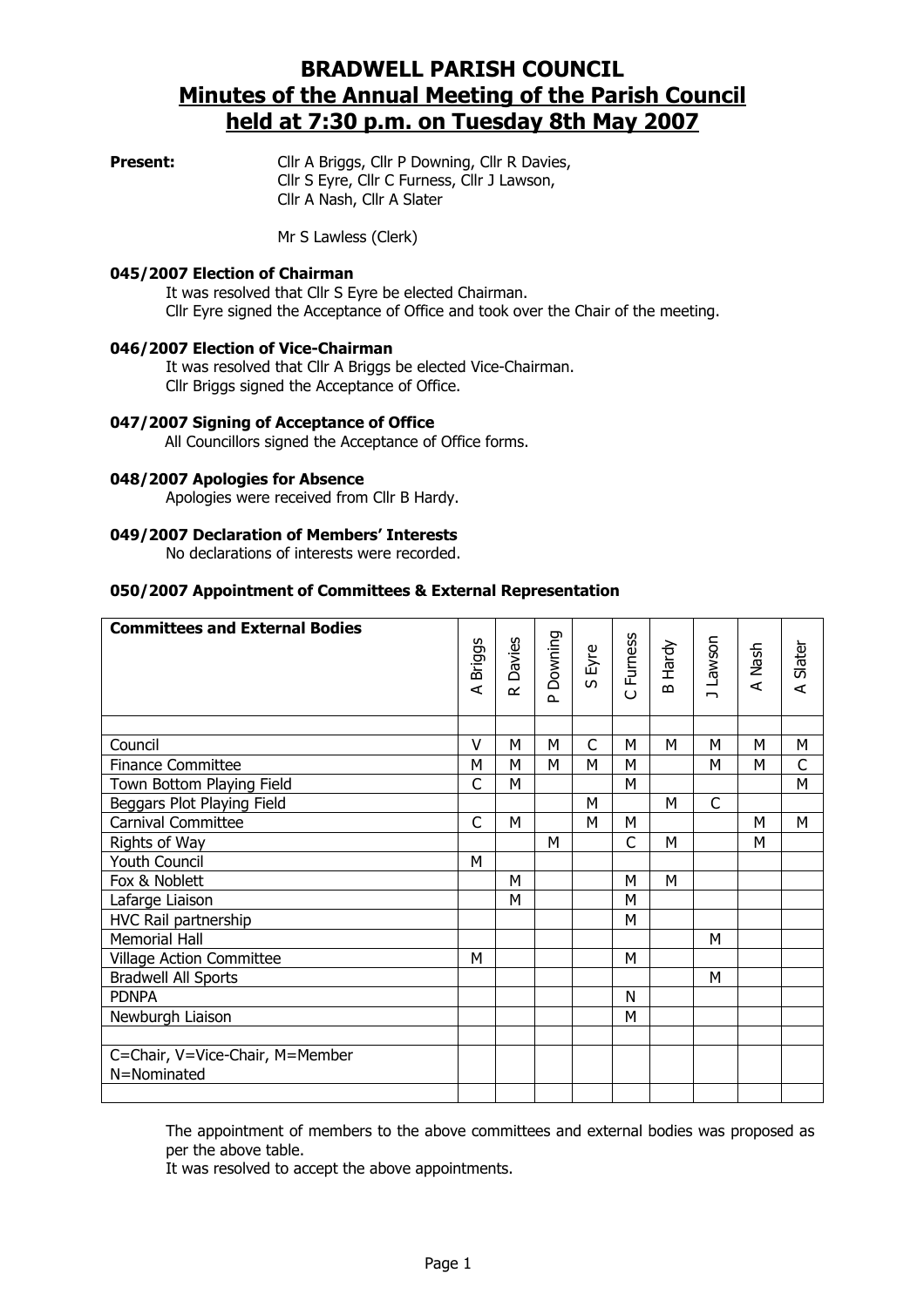# BRADWELL PARISH COUNCIL
## Minutes of the Annual Meeting of the Parish Council held at 7:30 p.m. on Tuesday 8th May 2007

**Present:** Cllr A Briggs, Cllr P Downing, Cllr R Davies, Cllr S Eyre, Cllr C Furness, Cllr J Lawson, Cllr A Nash, Cllr A Slater

Mr S Lawless (Clerk)

### 045/2007 Election of Chairman

It was resolved that Cllr S Eyre be elected Chairman.
Cllr Eyre signed the Acceptance of Office and took over the Chair of the meeting.

### 046/2007 Election of Vice-Chairman

It was resolved that Cllr A Briggs be elected Vice-Chairman.
Cllr Briggs signed the Acceptance of Office.

### 047/2007 Signing of Acceptance of Office

All Councillors signed the Acceptance of Office forms.

### 048/2007 Apologies for Absence

Apologies were received from Cllr B Hardy.

### 049/2007 Declaration of Members' Interests

No declarations of interests were recorded.

### 050/2007 Appointment of Committees & External Representation

| Committees and External Bodies | A Briggs | R Davies | P Downing | S Eyre | C Furness | B Hardy | J Lawson | A Nash | A Slater |
|---|---|---|---|---|---|---|---|---|---|
| Council | V | M | M | C | M | M | M | M | M |
| Finance Committee | M | M | M | M | M | | M | M | C |
| Town Bottom Playing Field | C | M | | | M | | | | M |
| Beggars Plot Playing Field | | | | M | | M | C | | |
| Carnival Committee | C | M | | M | M | | | M | M |
| Rights of Way | | | M | | C | M | | M | |
| Youth Council | M | | | | | | | | |
| Fox & Noblett | | M | | | M | M | | | |
| Lafarge Liaison | | M | | | M | | | | |
| HVC Rail partnership | | | | | M | | | | |
| Memorial Hall | | | | | | | M | | |
| Village Action Committee | M | | | | M | | | | |
| Bradwell All Sports | | | | | | | M | | |
| PDNPA | | | | | N | | | | |
| Newburgh Liaison | | | | | M | | | | |
| C=Chair, V=Vice-Chair, M=Member N=Nominated | | | | | | | | | |

The appointment of members to the above committees and external bodies was proposed as per the above table.
It was resolved to accept the above appointments.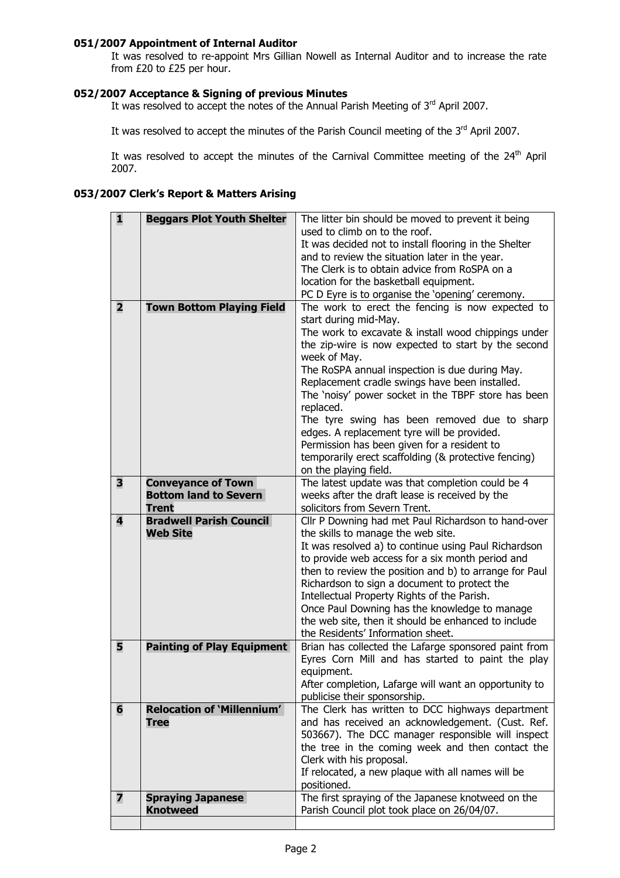**051/2007 Appointment of Internal Auditor**

It was resolved to re-appoint Mrs Gillian Nowell as Internal Auditor and to increase the rate from £20 to £25 per hour.

**052/2007 Acceptance & Signing of previous Minutes**

It was resolved to accept the notes of the Annual Parish Meeting of 3rd April 2007.

It was resolved to accept the minutes of the Parish Council meeting of the 3rd April 2007.

It was resolved to accept the minutes of the Carnival Committee meeting of the 24th April 2007.

**053/2007 Clerk's Report & Matters Arising**

| | | |
|---|---|---|
| **1** | **Beggars Plot Youth Shelter** | The litter bin should be moved to prevent it being used to climb on to the roof.<br>It was decided not to install flooring in the Shelter and to review the situation later in the year.<br>The Clerk is to obtain advice from RoSPA on a location for the basketball equipment.<br>PC D Eyre is to organise the 'opening' ceremony. |
| **2** | **Town Bottom Playing Field** | The work to erect the fencing is now expected to start during mid-May.<br>The work to excavate & install wood chippings under the zip-wire is now expected to start by the second week of May.<br>The RoSPA annual inspection is due during May.<br>Replacement cradle swings have been installed.<br>The 'noisy' power socket in the TBPF store has been replaced.<br>The tyre swing has been removed due to sharp edges. A replacement tyre will be provided.<br>Permission has been given for a resident to temporarily erect scaffolding (& protective fencing) on the playing field. |
| **3** | **Conveyance of Town Bottom land to Severn Trent** | The latest update was that completion could be 4 weeks after the draft lease is received by the solicitors from Severn Trent. |
| **4** | **Bradwell Parish Council Web Site** | Cllr P Downing had met Paul Richardson to hand-over the skills to manage the web site.<br>It was resolved a) to continue using Paul Richardson to provide web access for a six month period and then to review the position and b) to arrange for Paul Richardson to sign a document to protect the Intellectual Property Rights of the Parish.<br>Once Paul Downing has the knowledge to manage the web site, then it should be enhanced to include the Residents' Information sheet. |
| **5** | **Painting of Play Equipment** | Brian has collected the Lafarge sponsored paint from Eyres Corn Mill and has started to paint the play equipment.<br>After completion, Lafarge will want an opportunity to publicise their sponsorship. |
| **6** | **Relocation of 'Millennium' Tree** | The Clerk has written to DCC highways department and has received an acknowledgement. (Cust. Ref. 503667). The DCC manager responsible will inspect the tree in the coming week and then contact the Clerk with his proposal.<br>If relocated, a new plaque with all names will be positioned. |
| **7** | **Spraying Japanese Knotweed** | The first spraying of the Japanese knotweed on the Parish Council plot took place on 26/04/07. |
| | | |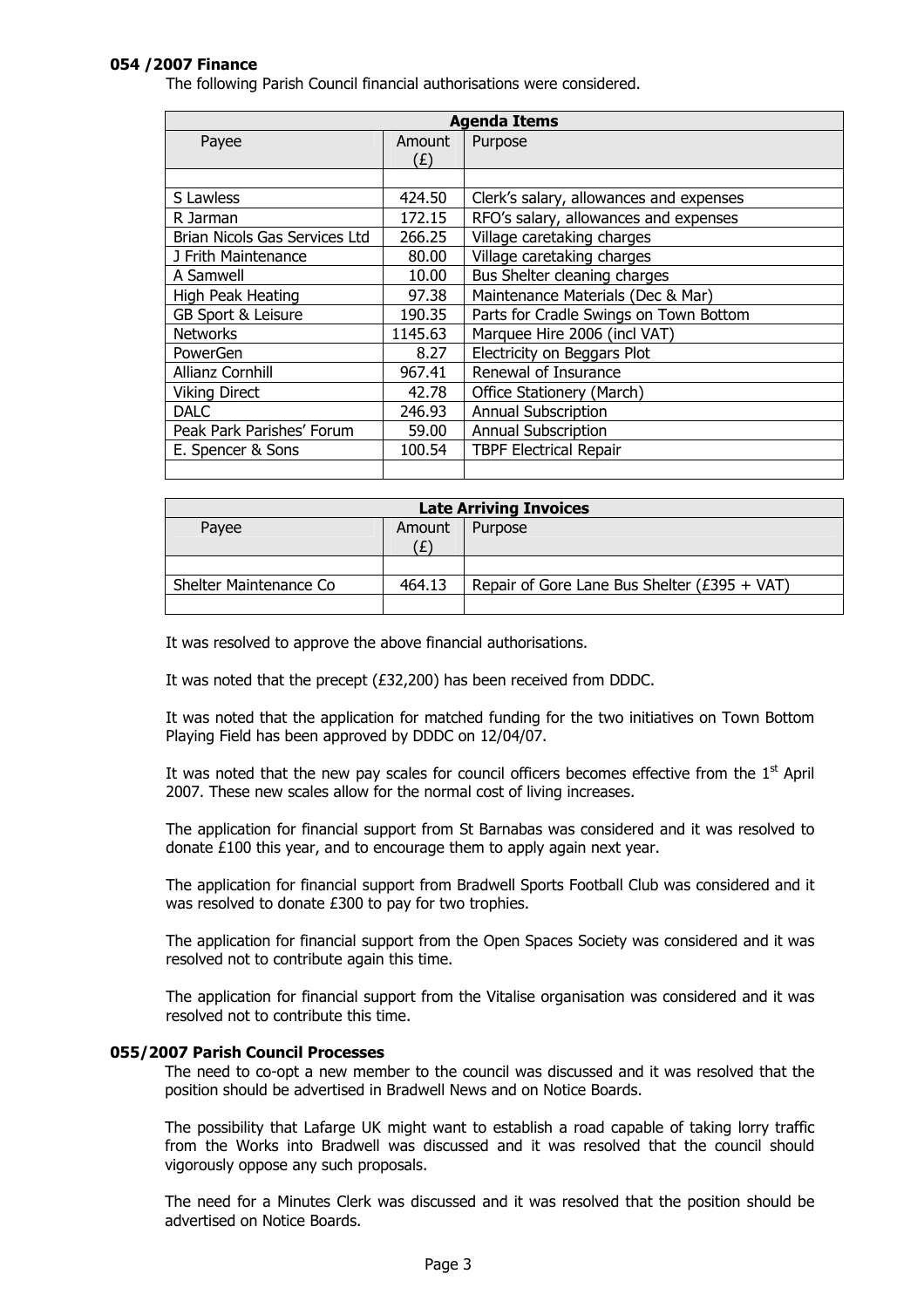### 054 /2007 Finance

The following Parish Council financial authorisations were considered.

| Agenda Items | | |
|---|---|---|
| Payee | Amount (£) | Purpose |
| | | |
| S Lawless | 424.50 | Clerk's salary, allowances and expenses |
| R Jarman | 172.15 | RFO's salary, allowances and expenses |
| Brian Nicols Gas Services Ltd | 266.25 | Village caretaking charges |
| J Frith Maintenance | 80.00 | Village caretaking charges |
| A Samwell | 10.00 | Bus Shelter cleaning charges |
| High Peak Heating | 97.38 | Maintenance Materials (Dec & Mar) |
| GB Sport & Leisure | 190.35 | Parts for Cradle Swings on Town Bottom |
| Networks | 1145.63 | Marquee Hire 2006 (incl VAT) |
| PowerGen | 8.27 | Electricity on Beggars Plot |
| Allianz Cornhill | 967.41 | Renewal of Insurance |
| Viking Direct | 42.78 | Office Stationery (March) |
| DALC | 246.93 | Annual Subscription |
| Peak Park Parishes' Forum | 59.00 | Annual Subscription |
| E. Spencer & Sons | 100.54 | TBPF Electrical Repair |
| | | |

| Late Arriving Invoices | | |
|---|---|---|
| Payee | Amount (£) | Purpose |
| | | |
| Shelter Maintenance Co | 464.13 | Repair of Gore Lane Bus Shelter (£395 + VAT) |
| | | |

It was resolved to approve the above financial authorisations.

It was noted that the precept (£32,200) has been received from DDDC.

It was noted that the application for matched funding for the two initiatives on Town Bottom Playing Field has been approved by DDDC on 12/04/07.

It was noted that the new pay scales for council officers becomes effective from the 1st April 2007. These new scales allow for the normal cost of living increases.

The application for financial support from St Barnabas was considered and it was resolved to donate £100 this year, and to encourage them to apply again next year.

The application for financial support from Bradwell Sports Football Club was considered and it was resolved to donate £300 to pay for two trophies.

The application for financial support from the Open Spaces Society was considered and it was resolved not to contribute again this time.

The application for financial support from the Vitalise organisation was considered and it was resolved not to contribute this time.

### 055/2007 Parish Council Processes

The need to co-opt a new member to the council was discussed and it was resolved that the position should be advertised in Bradwell News and on Notice Boards.

The possibility that Lafarge UK might want to establish a road capable of taking lorry traffic from the Works into Bradwell was discussed and it was resolved that the council should vigorously oppose any such proposals.

The need for a Minutes Clerk was discussed and it was resolved that the position should be advertised on Notice Boards.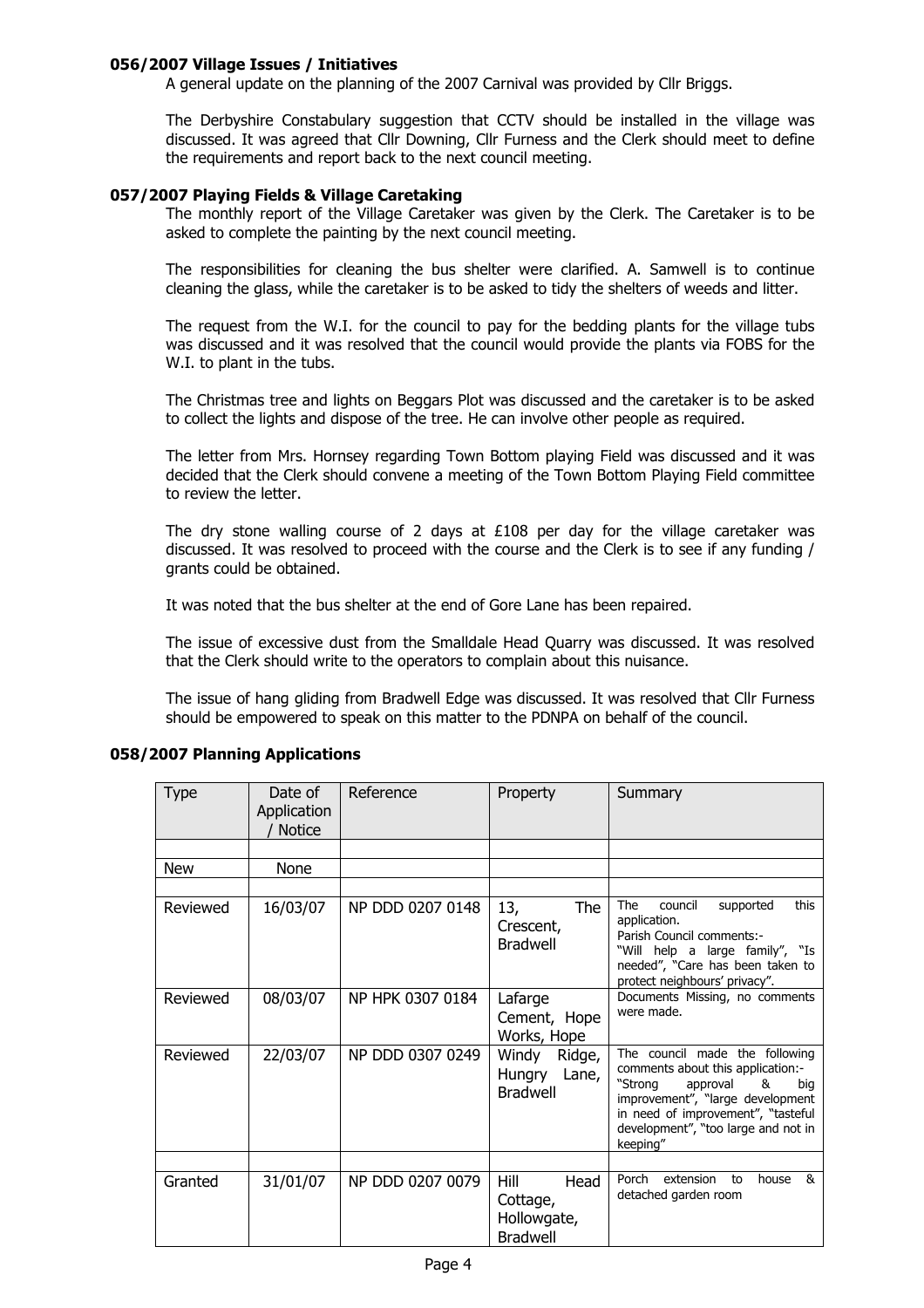### 056/2007 Village Issues / Initiatives

A general update on the planning of the 2007 Carnival was provided by Cllr Briggs.

The Derbyshire Constabulary suggestion that CCTV should be installed in the village was discussed. It was agreed that Cllr Downing, Cllr Furness and the Clerk should meet to define the requirements and report back to the next council meeting.

### 057/2007 Playing Fields & Village Caretaking

The monthly report of the Village Caretaker was given by the Clerk. The Caretaker is to be asked to complete the painting by the next council meeting.

The responsibilities for cleaning the bus shelter were clarified. A. Samwell is to continue cleaning the glass, while the caretaker is to be asked to tidy the shelters of weeds and litter.

The request from the W.I. for the council to pay for the bedding plants for the village tubs was discussed and it was resolved that the council would provide the plants via FOBS for the W.I. to plant in the tubs.

The Christmas tree and lights on Beggars Plot was discussed and the caretaker is to be asked to collect the lights and dispose of the tree. He can involve other people as required.

The letter from Mrs. Hornsey regarding Town Bottom playing Field was discussed and it was decided that the Clerk should convene a meeting of the Town Bottom Playing Field committee to review the letter.

The dry stone walling course of 2 days at £108 per day for the village caretaker was discussed. It was resolved to proceed with the course and the Clerk is to see if any funding / grants could be obtained.

It was noted that the bus shelter at the end of Gore Lane has been repaired.

The issue of excessive dust from the Smalldale Head Quarry was discussed. It was resolved that the Clerk should write to the operators to complain about this nuisance.

The issue of hang gliding from Bradwell Edge was discussed. It was resolved that Cllr Furness should be empowered to speak on this matter to the PDNPA on behalf of the council.

### 058/2007 Planning Applications

| Type | Date of Application / Notice | Reference | Property | Summary |
|---|---|---|---|---|
| | | | | |
| New | None | | | |
| | | | | |
| Reviewed | 16/03/07 | NP DDD 0207 0148 | 13, The Crescent, Bradwell | The council supported this application. Parish Council comments:- "Will help a large family", "Is needed", "Care has been taken to protect neighbours' privacy". |
| Reviewed | 08/03/07 | NP HPK 0307 0184 | Lafarge Cement, Hope Works, Hope | Documents Missing, no comments were made. |
| Reviewed | 22/03/07 | NP DDD 0307 0249 | Windy Ridge, Hungry Lane, Bradwell | The council made the following comments about this application:- "Strong approval & big improvement", "large development in need of improvement", "tasteful development", "too large and not in keeping" |
| | | | | |
| Granted | 31/01/07 | NP DDD 0207 0079 | Hill Head Cottage, Hollowgate, Bradwell | Porch extension to house & detached garden room |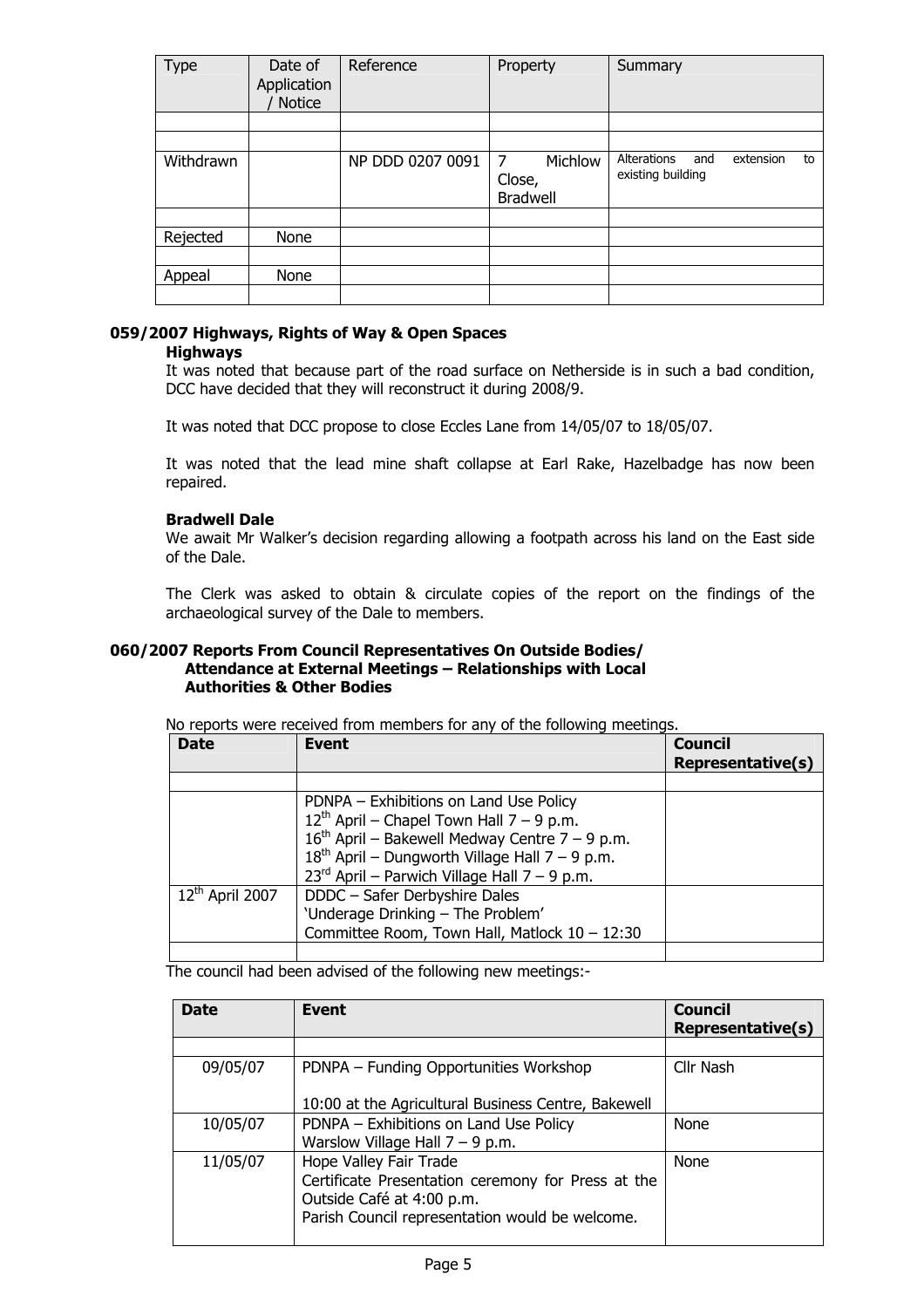| Type | Date of Application / Notice | Reference | Property | Summary |
|---|---|---|---|---|
| | | | | |
| | | | | |
| Withdrawn | | NP DDD 0207 0091 | 7 Michlow Close, Bradwell | Alterations and extension to existing building |
| | | | | |
| Rejected | None | | | |
| | | | | |
| Appeal | None | | | |
| | | | | |

### 059/2007 Highways, Rights of Way & Open Spaces

**Highways**

It was noted that because part of the road surface on Netherside is in such a bad condition, DCC have decided that they will reconstruct it during 2008/9.

It was noted that DCC propose to close Eccles Lane from 14/05/07 to 18/05/07.

It was noted that the lead mine shaft collapse at Earl Rake, Hazelbadge has now been repaired.

**Bradwell Dale**

We await Mr Walker's decision regarding allowing a footpath across his land on the East side of the Dale.

The Clerk was asked to obtain & circulate copies of the report on the findings of the archaeological survey of the Dale to members.

### 060/2007 Reports From Council Representatives On Outside Bodies/ Attendance at External Meetings – Relationships with Local Authorities & Other Bodies

No reports were received from members for any of the following meetings.

| Date | Event | Council Representative(s) |
|---|---|---|
| | | |
| | PDNPA – Exhibitions on Land Use Policy<br>12th April – Chapel Town Hall 7 – 9 p.m.<br>16th April – Bakewell Medway Centre 7 – 9 p.m.<br>18th April – Dungworth Village Hall 7 – 9 p.m.<br>23rd April – Parwich Village Hall 7 – 9 p.m. | |
| 12th April 2007 | DDDC – Safer Derbyshire Dales<br>'Underage Drinking – The Problem'<br>Committee Room, Town Hall, Matlock 10 – 12:30 | |
| | | |

The council had been advised of the following new meetings:-

| Date | Event | Council Representative(s) |
|---|---|---|
| | | |
| 09/05/07 | PDNPA – Funding Opportunities Workshop<br><br>10:00 at the Agricultural Business Centre, Bakewell | Cllr Nash |
| 10/05/07 | PDNPA – Exhibitions on Land Use Policy<br>Warslow Village Hall 7 – 9 p.m. | None |
| 11/05/07 | Hope Valley Fair Trade<br>Certificate Presentation ceremony for Press at the Outside Café at 4:00 p.m.<br>Parish Council representation would be welcome. | None |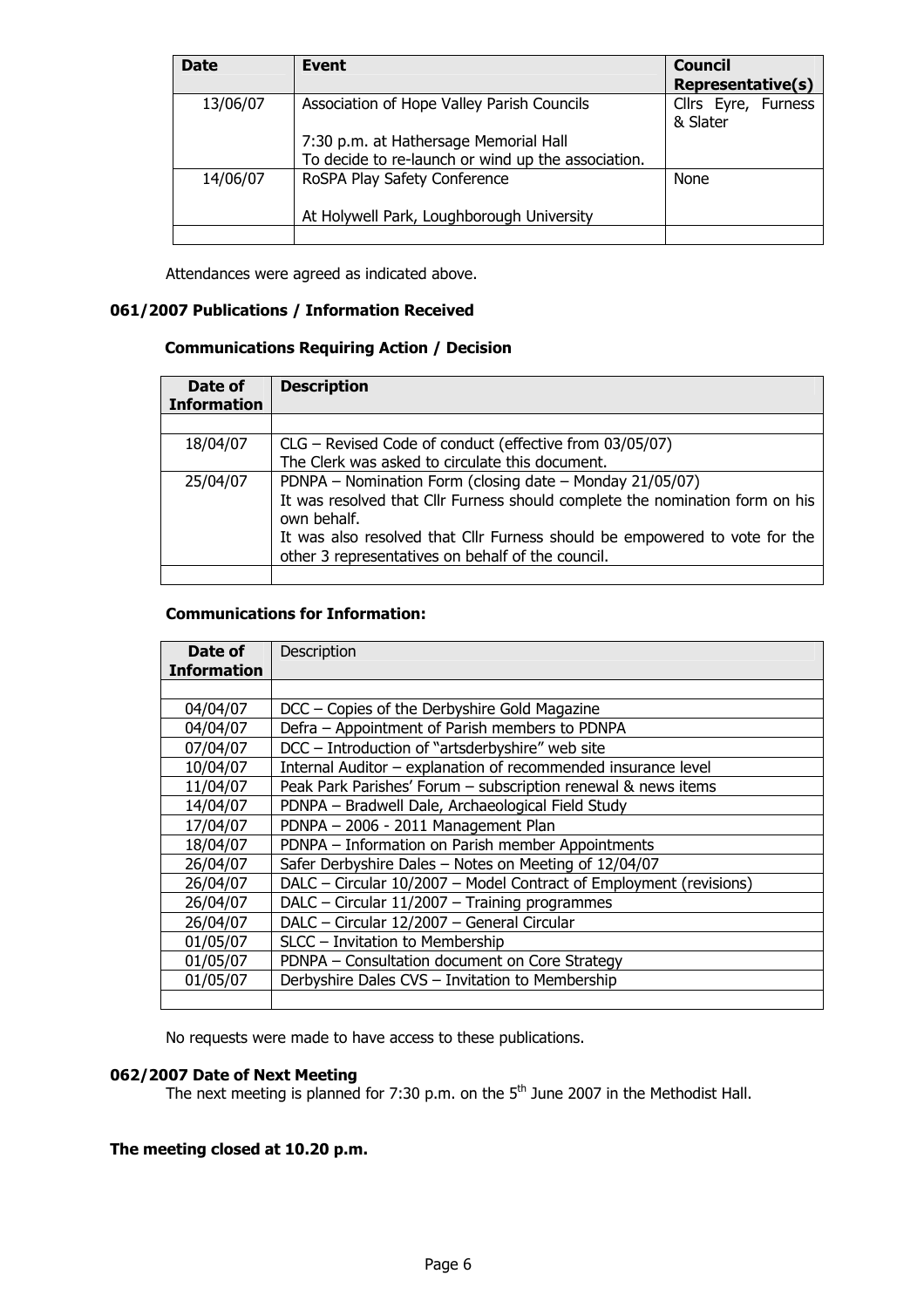| Date | Event | Council Representative(s) |
|---|---|---|
| 13/06/07 | Association of Hope Valley Parish Councils<br><br>7:30 p.m. at Hathersage Memorial Hall<br>To decide to re-launch or wind up the association. | Cllrs Eyre, Furness & Slater |
| 14/06/07 | RoSPA Play Safety Conference<br><br>At Holywell Park, Loughborough University | None |
| | | |

Attendances were agreed as indicated above.

### 061/2007 Publications / Information Received

#### Communications Requiring Action / Decision

| Date of Information | Description |
|---|---|
| | |
| 18/04/07 | CLG – Revised Code of conduct (effective from 03/05/07)<br>The Clerk was asked to circulate this document. |
| 25/04/07 | PDNPA – Nomination Form (closing date – Monday 21/05/07)<br>It was resolved that Cllr Furness should complete the nomination form on his own behalf.<br>It was also resolved that Cllr Furness should be empowered to vote for the other 3 representatives on behalf of the council. |
| | |

#### Communications for Information:

| Date of Information | Description |
|---|---|
| | |
| 04/04/07 | DCC – Copies of the Derbyshire Gold Magazine |
| 04/04/07 | Defra – Appointment of Parish members to PDNPA |
| 07/04/07 | DCC – Introduction of "artsderbyshire" web site |
| 10/04/07 | Internal Auditor – explanation of recommended insurance level |
| 11/04/07 | Peak Park Parishes' Forum – subscription renewal & news items |
| 14/04/07 | PDNPA – Bradwell Dale, Archaeological Field Study |
| 17/04/07 | PDNPA – 2006 - 2011 Management Plan |
| 18/04/07 | PDNPA – Information on Parish member Appointments |
| 26/04/07 | Safer Derbyshire Dales – Notes on Meeting of 12/04/07 |
| 26/04/07 | DALC – Circular 10/2007 – Model Contract of Employment (revisions) |
| 26/04/07 | DALC – Circular 11/2007 – Training programmes |
| 26/04/07 | DALC – Circular 12/2007 – General Circular |
| 01/05/07 | SLCC – Invitation to Membership |
| 01/05/07 | PDNPA – Consultation document on Core Strategy |
| 01/05/07 | Derbyshire Dales CVS – Invitation to Membership |
| | |

No requests were made to have access to these publications.

### 062/2007 Date of Next Meeting

The next meeting is planned for 7:30 p.m. on the 5th June 2007 in the Methodist Hall.

**The meeting closed at 10.20 p.m.**